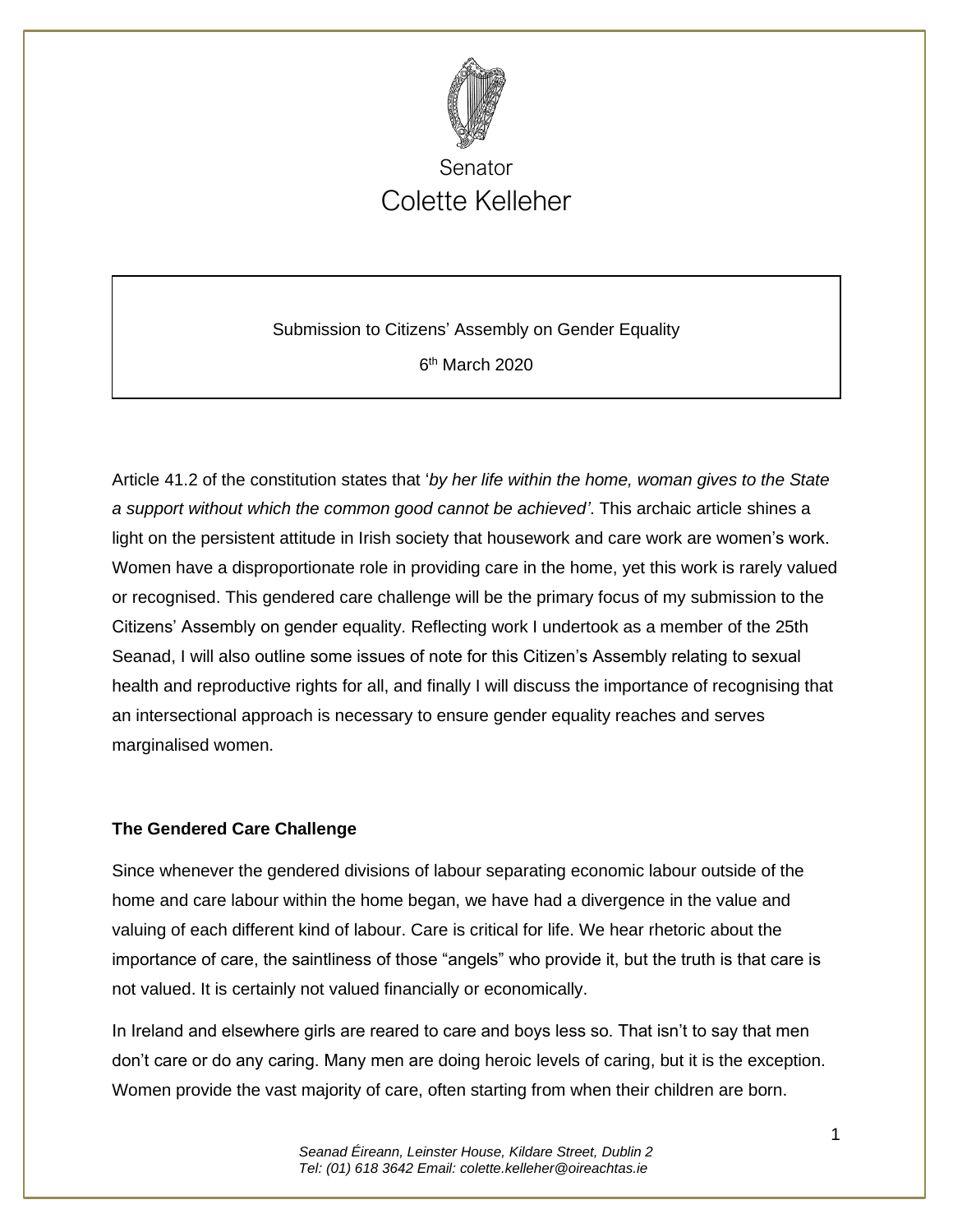Senator

Colette Kelleher

Submission to Citizens' Assembly on Gender Equality

6th March 2020

Article 41.2 of the constitution states that '*by her life within the home, woman gives to the State a support without which the common good cannot be achieved'*. This archaic article shines a light on the persistent attitude in Irish society that housework and care work are women's work. Women have a disproportionate role in providing care in the home, yet this work is rarely valued or recognised. This gendered care challenge will be the primary focus of my submission to the Citizens' Assembly on gender equality. Reflecting work I undertook as a member of the 25th Seanad, I will also outline some issues of note for this Citizen's Assembly relating to sexual health and reproductive rights for all, and finally I will discuss the importance of recognising that an intersectional approach is necessary to ensure gender equality reaches and serves marginalised women.

## The Gendered Care Challenge

Since whenever the gendered divisions of labour separating economic labour outside of the home and care labour within the home began, we have had a divergence in the value and valuing of each different kind of labour. Care is critical for life. We hear rhetoric about the importance of care, the saintliness of those "angels" who provide it, but the truth is that care is not valued. It is certainly not valued financially or economically.

In Ireland and elsewhere girls are reared to care and boys less so. That isn't to say that men don't care or do any caring. Many men are doing heroic levels of caring, but it is the exception. Women provide the vast majority of care, often starting from when their children are born.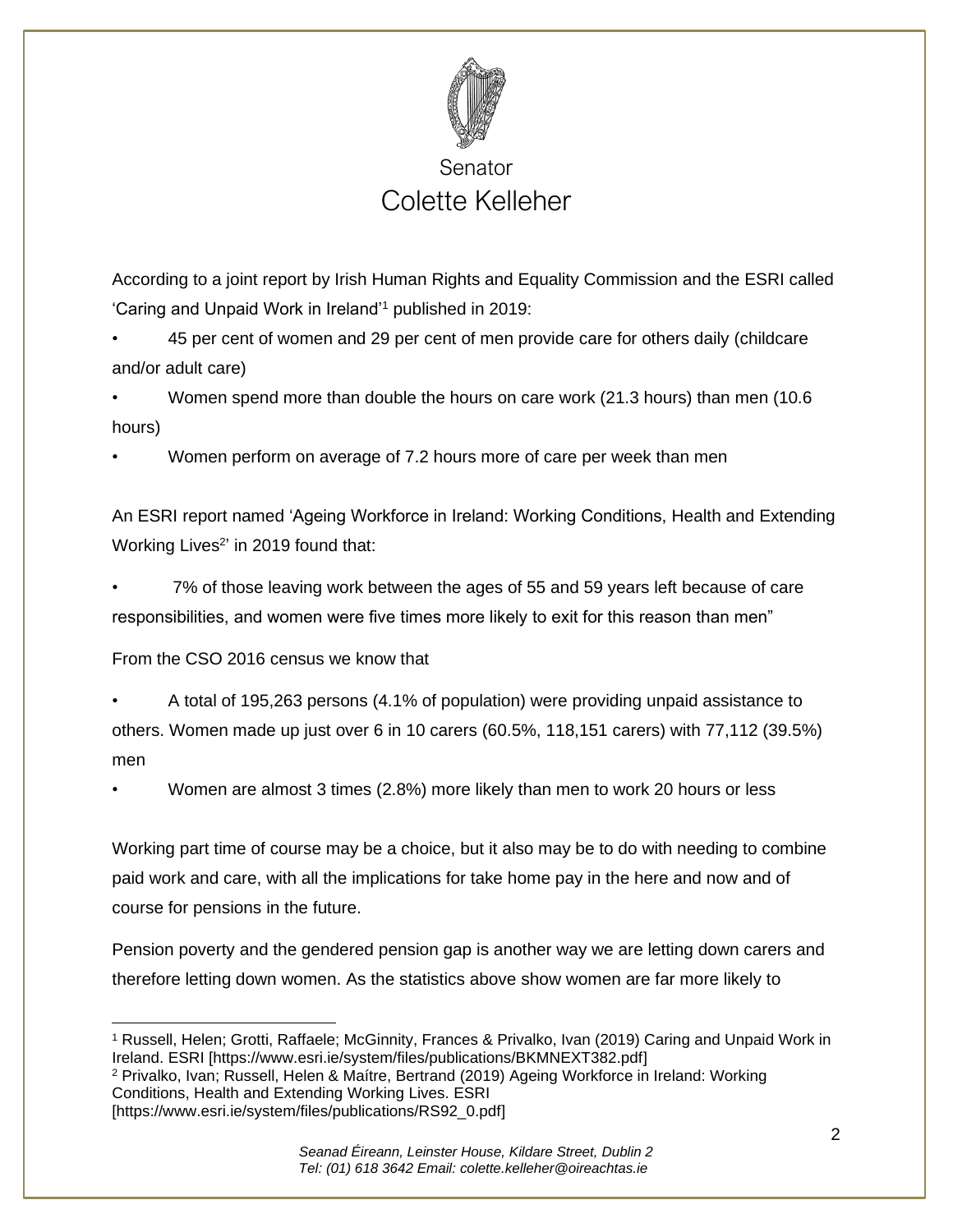Senator
Colette Kelleher

According to a joint report by Irish Human Rights and Equality Commission and the ESRI called 'Caring and Unpaid Work in Ireland'[1] published in 2019:

- 45 per cent of women and 29 per cent of men provide care for others daily (childcare and/or adult care)
- Women spend more than double the hours on care work (21.3 hours) than men (10.6 hours)
- Women perform on average of 7.2 hours more of care per week than men

An ESRI report named 'Ageing Workforce in Ireland: Working Conditions, Health and Extending Working Lives[2]' in 2019 found that:

- 7% of those leaving work between the ages of 55 and 59 years left because of care responsibilities, and women were five times more likely to exit for this reason than men"

From the CSO 2016 census we know that

- A total of 195,263 persons (4.1% of population) were providing unpaid assistance to others. Women made up just over 6 in 10 carers (60.5%, 118,151 carers) with 77,112 (39.5%) men
- Women are almost 3 times (2.8%) more likely than men to work 20 hours or less

Working part time of course may be a choice, but it also may be to do with needing to combine paid work and care, with all the implications for take home pay in the here and now and of course for pensions in the future.

Pension poverty and the gendered pension gap is another way we are letting down carers and therefore letting down women. As the statistics above show women are far more likely to

---

[1] Russell, Helen; Grotti, Raffaele; McGinnity, Frances & Privalko, Ivan (2019) Caring and Unpaid Work in Ireland. ESRI [https://www.esri.ie/system/files/publications/BKMNEXT382.pdf]

[2] Privalko, Ivan; Russell, Helen & Maítre, Bertrand (2019) Ageing Workforce in Ireland: Working Conditions, Health and Extending Working Lives. ESRI [https://www.esri.ie/system/files/publications/RS92_0.pdf]

*Seanad Éireann, Leinster House, Kildare Street, Dublin 2*
*Tel: (01) 618 3642 Email: colette.kelleher@oireachtas.ie*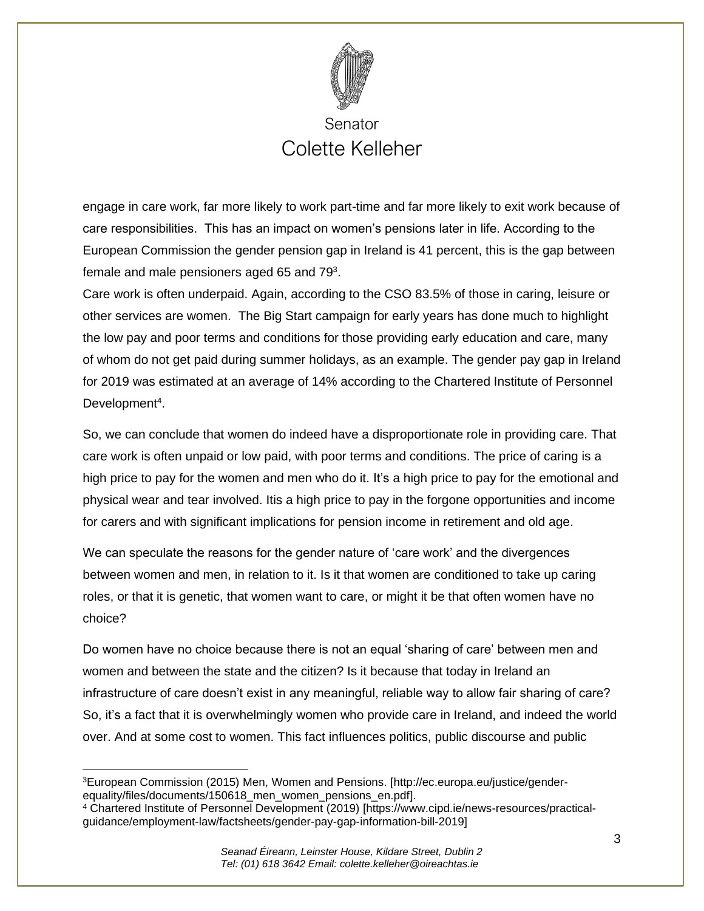engage in care work, far more likely to work part-time and far more likely to exit work because of care responsibilities. This has an impact on women's pensions later in life. According to the European Commission the gender pension gap in Ireland is 41 percent, this is the gap between female and male pensioners aged 65 and 79[3].

Care work is often underpaid. Again, according to the CSO 83.5% of those in caring, leisure or other services are women. The Big Start campaign for early years has done much to highlight the low pay and poor terms and conditions for those providing early education and care, many of whom do not get paid during summer holidays, as an example. The gender pay gap in Ireland for 2019 was estimated at an average of 14% according to the Chartered Institute of Personnel Development[4].

So, we can conclude that women do indeed have a disproportionate role in providing care. That care work is often unpaid or low paid, with poor terms and conditions. The price of caring is a high price to pay for the women and men who do it. It's a high price to pay for the emotional and physical wear and tear involved. Itis a high price to pay in the forgone opportunities and income for carers and with significant implications for pension income in retirement and old age.

We can speculate the reasons for the gender nature of 'care work' and the divergences between women and men, in relation to it. Is it that women are conditioned to take up caring roles, or that it is genetic, that women want to care, or might it be that often women have no choice?

Do women have no choice because there is not an equal 'sharing of care' between men and women and between the state and the citizen? Is it because that today in Ireland an infrastructure of care doesn't exist in any meaningful, reliable way to allow fair sharing of care? So, it's a fact that it is overwhelmingly women who provide care in Ireland, and indeed the world over. And at some cost to women. This fact influences politics, public discourse and public

---

[3] European Commission (2015) Men, Women and Pensions. [http://ec.europa.eu/justice/gender-equality/files/documents/150618_men_women_pensions_en.pdf].

[4] Chartered Institute of Personnel Development (2019) [https://www.cipd.ie/news-resources/practical-guidance/employment-law/factsheets/gender-pay-gap-information-bill-2019]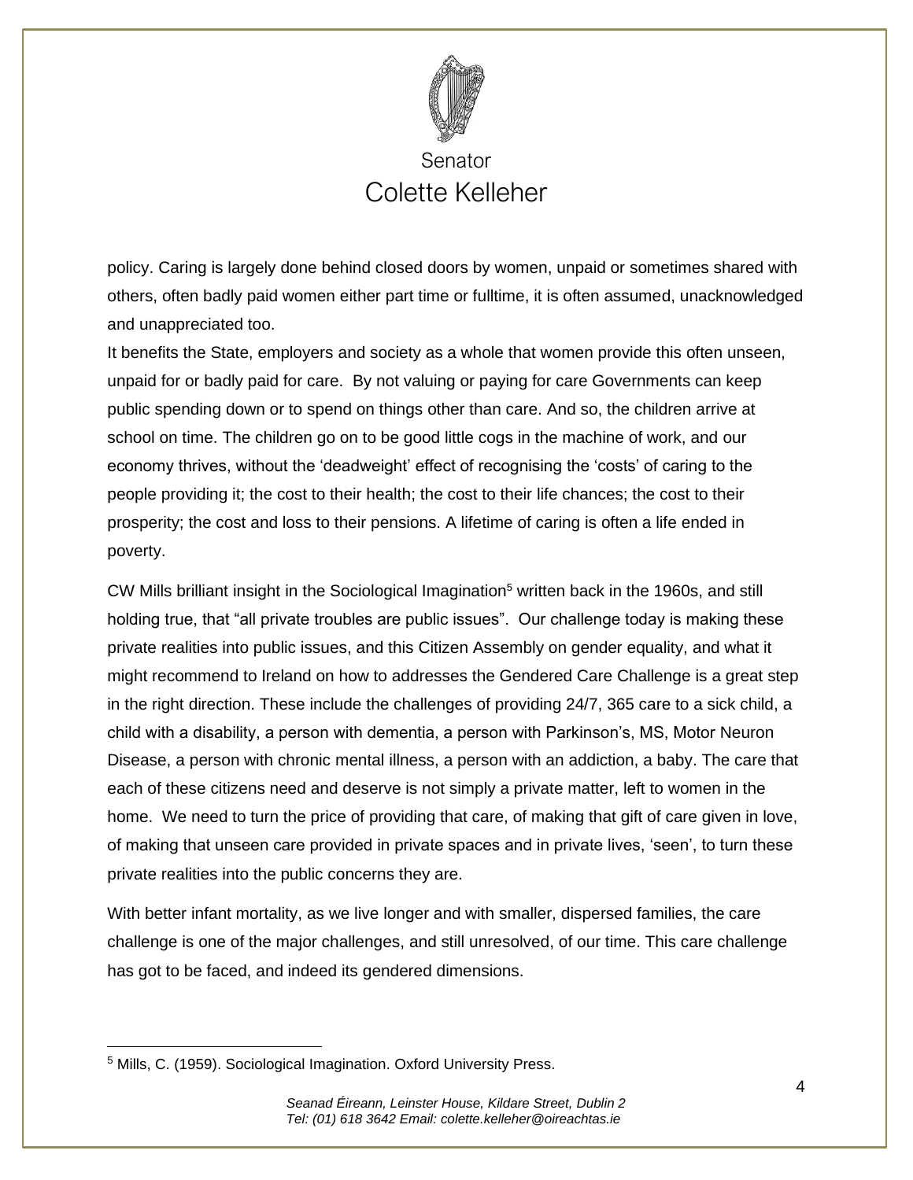policy. Caring is largely done behind closed doors by women, unpaid or sometimes shared with others, often badly paid women either part time or fulltime, it is often assumed, unacknowledged and unappreciated too.

It benefits the State, employers and society as a whole that women provide this often unseen, unpaid for or badly paid for care. By not valuing or paying for care Governments can keep public spending down or to spend on things other than care. And so, the children arrive at school on time. The children go on to be good little cogs in the machine of work, and our economy thrives, without the 'deadweight' effect of recognising the 'costs' of caring to the people providing it; the cost to their health; the cost to their life chances; the cost to their prosperity; the cost and loss to their pensions. A lifetime of caring is often a life ended in poverty.

CW Mills brilliant insight in the Sociological Imagination[5] written back in the 1960s, and still holding true, that "all private troubles are public issues". Our challenge today is making these private realities into public issues, and this Citizen Assembly on gender equality, and what it might recommend to Ireland on how to addresses the Gendered Care Challenge is a great step in the right direction. These include the challenges of providing 24/7, 365 care to a sick child, a child with a disability, a person with dementia, a person with Parkinson's, MS, Motor Neuron Disease, a person with chronic mental illness, a person with an addiction, a baby. The care that each of these citizens need and deserve is not simply a private matter, left to women in the home. We need to turn the price of providing that care, of making that gift of care given in love, of making that unseen care provided in private spaces and in private lives, 'seen', to turn these private realities into the public concerns they are.

With better infant mortality, as we live longer and with smaller, dispersed families, the care challenge is one of the major challenges, and still unresolved, of our time. This care challenge has got to be faced, and indeed its gendered dimensions.

---

[5] Mills, C. (1959). Sociological Imagination. Oxford University Press.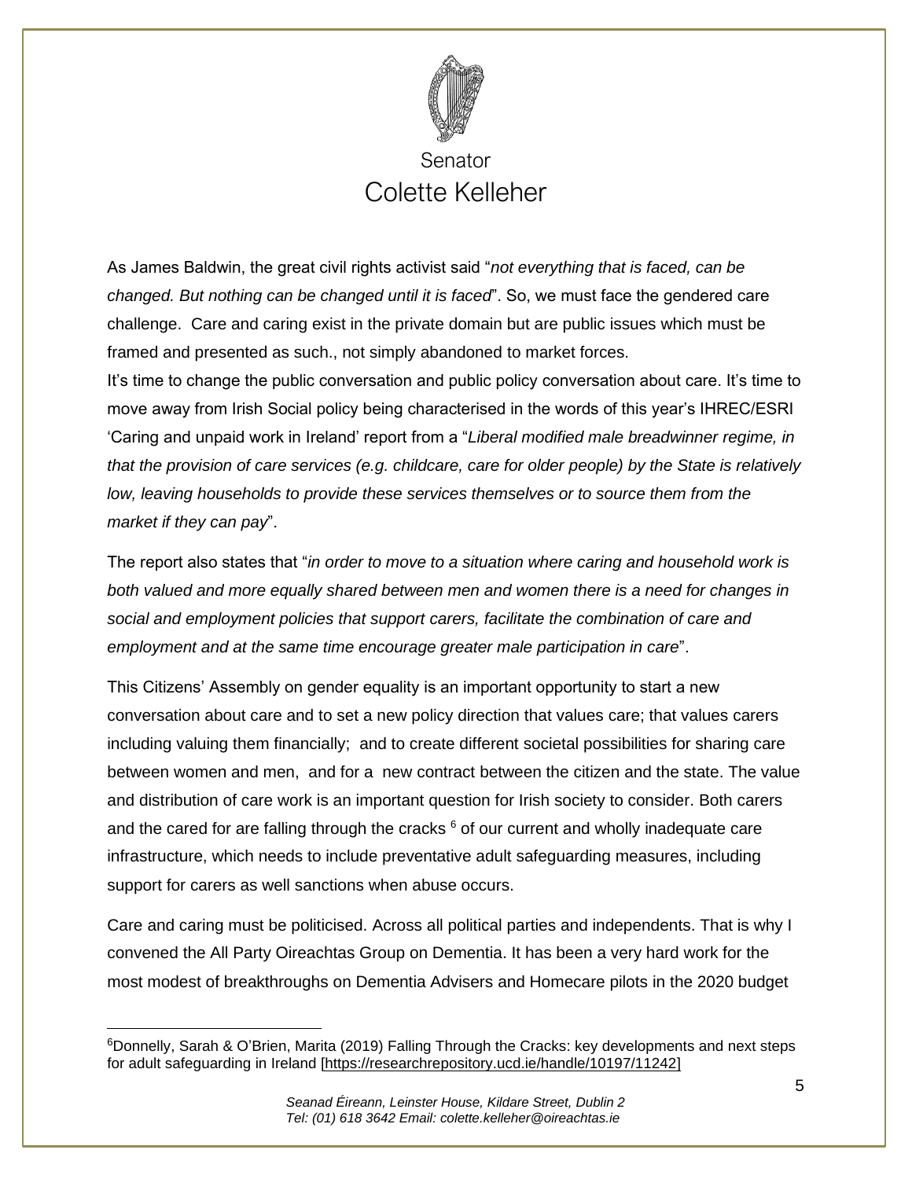As James Baldwin, the great civil rights activist said "*not everything that is faced, can be changed. But nothing can be changed until it is faced*". So, we must face the gendered care challenge. Care and caring exist in the private domain but are public issues which must be framed and presented as such., not simply abandoned to market forces.
It's time to change the public conversation and public policy conversation about care. It's time to move away from Irish Social policy being characterised in the words of this year's IHREC/ESRI 'Caring and unpaid work in Ireland' report from a "*Liberal modified male breadwinner regime, in that the provision of care services (e.g. childcare, care for older people) by the State is relatively low, leaving households to provide these services themselves or to source them from the market if they can pay*".

The report also states that "*in order to move to a situation where caring and household work is both valued and more equally shared between men and women there is a need for changes in social and employment policies that support carers, facilitate the combination of care and employment and at the same time encourage greater male participation in care*".

This Citizens' Assembly on gender equality is an important opportunity to start a new conversation about care and to set a new policy direction that values care; that values carers including valuing them financially; and to create different societal possibilities for sharing care between women and men, and for a new contract between the citizen and the state. The value and distribution of care work is an important question for Irish society to consider. Both carers and the cared for are falling through the cracks [6] of our current and wholly inadequate care infrastructure, which needs to include preventative adult safeguarding measures, including support for carers as well sanctions when abuse occurs.

Care and caring must be politicised. Across all political parties and independents. That is why I convened the All Party Oireachtas Group on Dementia. It has been a very hard work for the most modest of breakthroughs on Dementia Advisers and Homecare pilots in the 2020 budget

[6] Donnelly, Sarah & O'Brien, Marita (2019) Falling Through the Cracks: key developments and next steps for adult safeguarding in Ireland [https://researchrepository.ucd.ie/handle/10197/11242]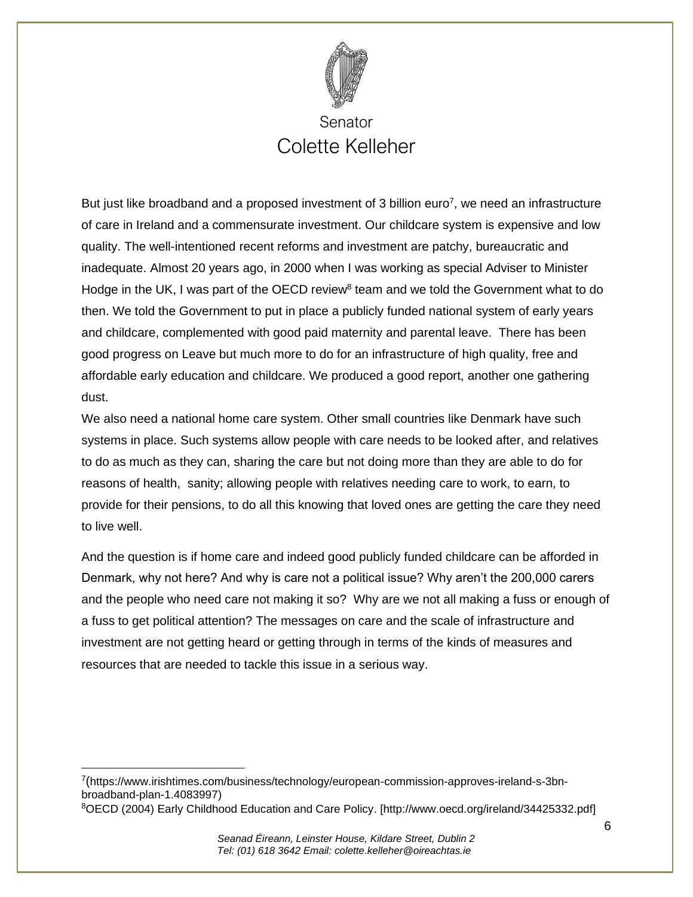But just like broadband and a proposed investment of 3 billion euro[7], we need an infrastructure of care in Ireland and a commensurate investment. Our childcare system is expensive and low quality. The well-intentioned recent reforms and investment are patchy, bureaucratic and inadequate. Almost 20 years ago, in 2000 when I was working as special Adviser to Minister Hodge in the UK, I was part of the OECD review[8] team and we told the Government what to do then. We told the Government to put in place a publicly funded national system of early years and childcare, complemented with good paid maternity and parental leave. There has been good progress on Leave but much more to do for an infrastructure of high quality, free and affordable early education and childcare. We produced a good report, another one gathering dust.

We also need a national home care system. Other small countries like Denmark have such systems in place. Such systems allow people with care needs to be looked after, and relatives to do as much as they can, sharing the care but not doing more than they are able to do for reasons of health, sanity; allowing people with relatives needing care to work, to earn, to provide for their pensions, to do all this knowing that loved ones are getting the care they need to live well.

And the question is if home care and indeed good publicly funded childcare can be afforded in Denmark, why not here? And why is care not a political issue? Why aren't the 200,000 carers and the people who need care not making it so? Why are we not all making a fuss or enough of a fuss to get political attention? The messages on care and the scale of infrastructure and investment are not getting heard or getting through in terms of the kinds of measures and resources that are needed to tackle this issue in a serious way.

---

[7](https://www.irishtimes.com/business/technology/european-commission-approves-ireland-s-3bn-broadband-plan-1.4083997)

[8]OECD (2004) Early Childhood Education and Care Policy. [http://www.oecd.org/ireland/34425332.pdf]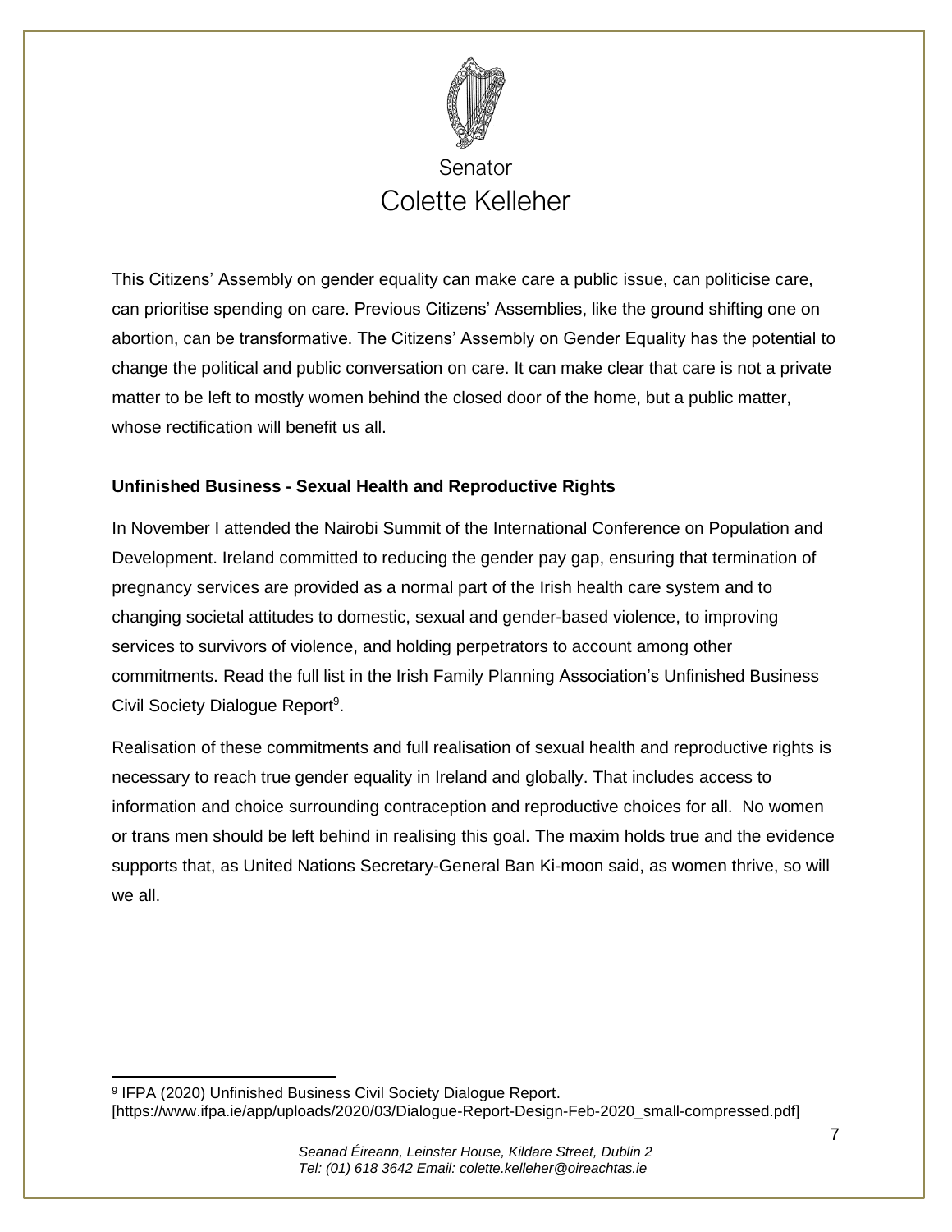This Citizens' Assembly on gender equality can make care a public issue, can politicise care, can prioritise spending on care. Previous Citizens' Assemblies, like the ground shifting one on abortion, can be transformative. The Citizens' Assembly on Gender Equality has the potential to change the political and public conversation on care. It can make clear that care is not a private matter to be left to mostly women behind the closed door of the home, but a public matter, whose rectification will benefit us all.

**Unfinished Business - Sexual Health and Reproductive Rights**

In November I attended the Nairobi Summit of the International Conference on Population and Development. Ireland committed to reducing the gender pay gap, ensuring that termination of pregnancy services are provided as a normal part of the Irish health care system and to changing societal attitudes to domestic, sexual and gender-based violence, to improving services to survivors of violence, and holding perpetrators to account among other commitments. Read the full list in the Irish Family Planning Association's Unfinished Business Civil Society Dialogue Report[9].

Realisation of these commitments and full realisation of sexual health and reproductive rights is necessary to reach true gender equality in Ireland and globally. That includes access to information and choice surrounding contraception and reproductive choices for all. No women or trans men should be left behind in realising this goal. The maxim holds true and the evidence supports that, as United Nations Secretary-General Ban Ki-moon said, as women thrive, so will we all.

---

[9] IFPA (2020) Unfinished Business Civil Society Dialogue Report. [https://www.ifpa.ie/app/uploads/2020/03/Dialogue-Report-Design-Feb-2020_small-compressed.pdf]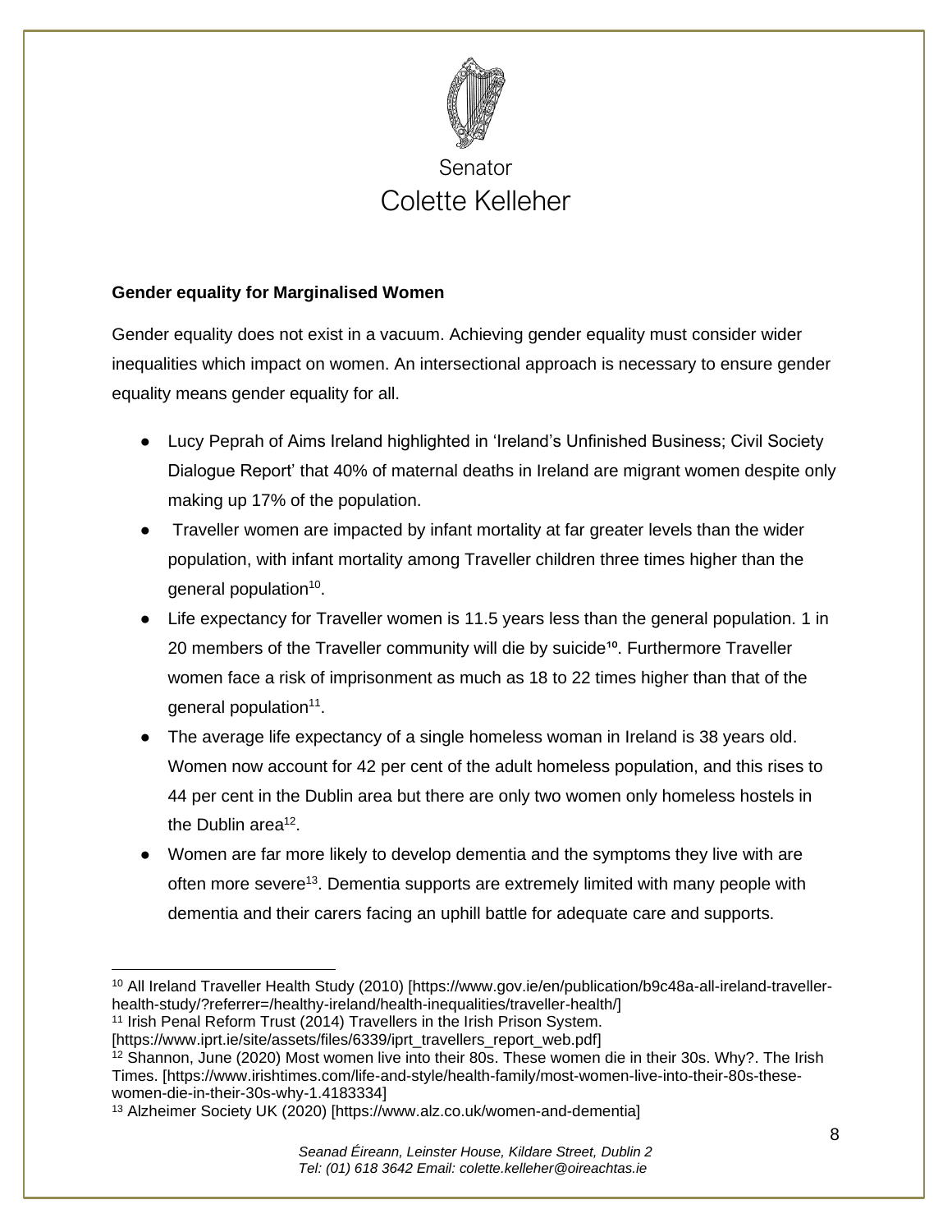### Gender equality for Marginalised Women

Gender equality does not exist in a vacuum. Achieving gender equality must consider wider inequalities which impact on women. An intersectional approach is necessary to ensure gender equality means gender equality for all.

- Lucy Peprah of Aims Ireland highlighted in 'Ireland's Unfinished Business; Civil Society Dialogue Report' that 40% of maternal deaths in Ireland are migrant women despite only making up 17% of the population.
- Traveller women are impacted by infant mortality at far greater levels than the wider population, with infant mortality among Traveller children three times higher than the general population[10].
- Life expectancy for Traveller women is 11.5 years less than the general population. 1 in 20 members of the Traveller community will die by suicide[10]. Furthermore Traveller women face a risk of imprisonment as much as 18 to 22 times higher than that of the general population[11].
- The average life expectancy of a single homeless woman in Ireland is 38 years old. Women now account for 42 per cent of the adult homeless population, and this rises to 44 per cent in the Dublin area but there are only two women only homeless hostels in the Dublin area[12].
- Women are far more likely to develop dementia and the symptoms they live with are often more severe[13]. Dementia supports are extremely limited with many people with dementia and their carers facing an uphill battle for adequate care and supports.

---

[10] All Ireland Traveller Health Study (2010) [https://www.gov.ie/en/publication/b9c48a-all-ireland-traveller-health-study/?referrer=/healthy-ireland/health-inequalities/traveller-health/]

[11] Irish Penal Reform Trust (2014) Travellers in the Irish Prison System. [https://www.iprt.ie/site/assets/files/6339/iprt_travellers_report_web.pdf]

[12] Shannon, June (2020) Most women live into their 80s. These women die in their 30s. Why?. The Irish Times. [https://www.irishtimes.com/life-and-style/health-family/most-women-live-into-their-80s-these-women-die-in-their-30s-why-1.4183334]

[13] Alzheimer Society UK (2020) [https://www.alz.co.uk/women-and-dementia]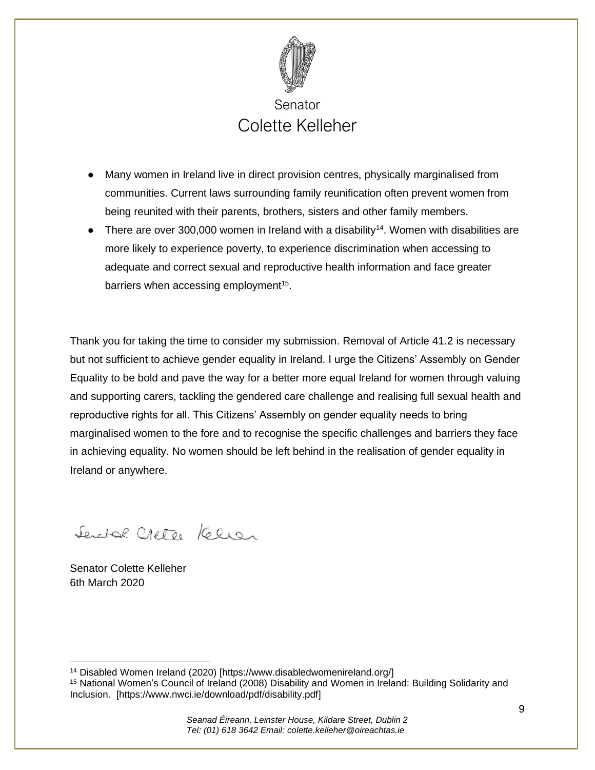Senator

Colette Kelleher

- Many women in Ireland live in direct provision centres, physically marginalised from communities. Current laws surrounding family reunification often prevent women from being reunited with their parents, brothers, sisters and other family members.
- There are over 300,000 women in Ireland with a disability[14]. Women with disabilities are more likely to experience poverty, to experience discrimination when accessing to adequate and correct sexual and reproductive health information and face greater barriers when accessing employment[15].

Thank you for taking the time to consider my submission. Removal of Article 41.2 is necessary but not sufficient to achieve gender equality in Ireland. I urge the Citizens' Assembly on Gender Equality to be bold and pave the way for a better more equal Ireland for women through valuing and supporting carers, tackling the gendered care challenge and realising full sexual health and reproductive rights for all. This Citizens' Assembly on gender equality needs to bring marginalised women to the fore and to recognise the specific challenges and barriers they face in achieving equality. No women should be left behind in the realisation of gender equality in Ireland or anywhere.

Senator Colette Kelleher

Senator Colette Kelleher
6th March 2020

[14] Disabled Women Ireland (2020) [https://www.disabledwomenireland.org/]

[15] National Women's Council of Ireland (2008) Disability and Women in Ireland: Building Solidarity and Inclusion. [https://www.nwci.ie/download/pdf/disability.pdf]

*Seanad Éireann, Leinster House, Kildare Street, Dublin 2*
*Tel: (01) 618 3642 Email: colette.kelleher@oireachtas.ie*